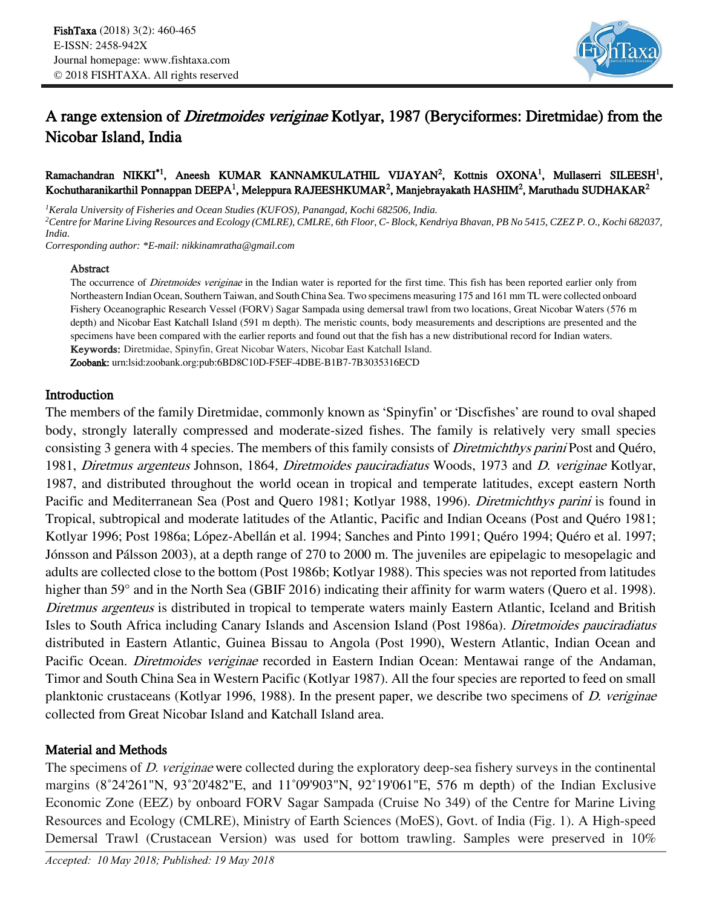# A range extension of *Diretmoides veriginae* Kotlyar, 1987 (Beryciformes: Diretmidae) from the Nicobar Island, India

**Ramachandran NIKKI\*[1], Aneesh KUMAR KANNAMKULATHIL VIJAYAN[2], Kottnis OXONA[1], Mullaserri SILEESH[1], Kochutharanikarthil Ponnappan DEEPA[1], Meleppura RAJEESHKUMAR[2], Manjebrayakath HASHIM[2], Maruthadu SUDHAKAR[2]**

[1] *Kerala University of Fisheries and Ocean Studies (KUFOS), Panangad, Kochi 682506, India.*
[2] *Centre for Marine Living Resources and Ecology (CMLRE), CMLRE, 6th Floor, C- Block, Kendriya Bhavan, PB No 5415, CZEZ P. O., Kochi 682037, India.*
*Corresponding author: \*E-mail: nikkinamratha@gmail.com*

## Abstract

The occurrence of *Diretmoides veriginae* in the Indian water is reported for the first time. This fish has been reported earlier only from Northeastern Indian Ocean, Southern Taiwan, and South China Sea. Two specimens measuring 175 and 161 mm TL were collected onboard Fishery Oceanographic Research Vessel (FORV) Sagar Sampada using demersal trawl from two locations, Great Nicobar Waters (576 m depth) and Nicobar East Katchall Island (591 m depth). The meristic counts, body measurements and descriptions are presented and the specimens have been compared with the earlier reports and found out that the fish has a new distributional record for Indian waters.

**Keywords:** Diretmidae, Spinyfin, Great Nicobar Waters, Nicobar East Katchall Island.

**Zoobank:** urn:lsid:zoobank.org:pub:6BD8C10D-F5EF-4DBE-B1B7-7B3035316ECD

## Introduction

The members of the family Diretmidae, commonly known as 'Spinyfin' or 'Discfishes' are round to oval shaped body, strongly laterally compressed and moderate-sized fishes. The family is relatively very small species consisting 3 genera with 4 species. The members of this family consists of *Diretmichthys parini* Post and Quéro, 1981, *Diretmus argenteus* Johnson, 1864, *Diretmoides pauciradiatus* Woods, 1973 and *D. veriginae* Kotlyar, 1987, and distributed throughout the world ocean in tropical and temperate latitudes, except eastern North Pacific and Mediterranean Sea (Post and Quero 1981; Kotlyar 1988, 1996). *Diretmichthys parini* is found in Tropical, subtropical and moderate latitudes of the Atlantic, Pacific and Indian Oceans (Post and Quéro 1981; Kotlyar 1996; Post 1986a; López-Abellán et al. 1994; Sanches and Pinto 1991; Quéro 1994; Quéro et al. 1997; Jónsson and Pálsson 2003), at a depth range of 270 to 2000 m. The juveniles are epipelagic to mesopelagic and adults are collected close to the bottom (Post 1986b; Kotlyar 1988). This species was not reported from latitudes higher than 59° and in the North Sea (GBIF 2016) indicating their affinity for warm waters (Quero et al. 1998). *Diretmus argenteus* is distributed in tropical to temperate waters mainly Eastern Atlantic, Iceland and British Isles to South Africa including Canary Islands and Ascension Island (Post 1986a). *Diretmoides pauciradiatus* distributed in Eastern Atlantic, Guinea Bissau to Angola (Post 1990), Western Atlantic, Indian Ocean and Pacific Ocean. *Diretmoides veriginae* recorded in Eastern Indian Ocean: Mentawai range of the Andaman, Timor and South China Sea in Western Pacific (Kotlyar 1987). All the four species are reported to feed on small planktonic crustaceans (Kotlyar 1996, 1988). In the present paper, we describe two specimens of *D. veriginae* collected from Great Nicobar Island and Katchall Island area.

## Material and Methods

The specimens of *D. veriginae* were collected during the exploratory deep-sea fishery surveys in the continental margins (8˚24'261"N, 93˚20'482"E, and 11˚09'903"N, 92˚19'061"E, 576 m depth) of the Indian Exclusive Economic Zone (EEZ) by onboard FORV Sagar Sampada (Cruise No 349) of the Centre for Marine Living Resources and Ecology (CMLRE), Ministry of Earth Sciences (MoES), Govt. of India (Fig. 1). A High-speed Demersal Trawl (Crustacean Version) was used for bottom trawling. Samples were preserved in 10%

*Accepted: 10 May 2018; Published: 19 May 2018*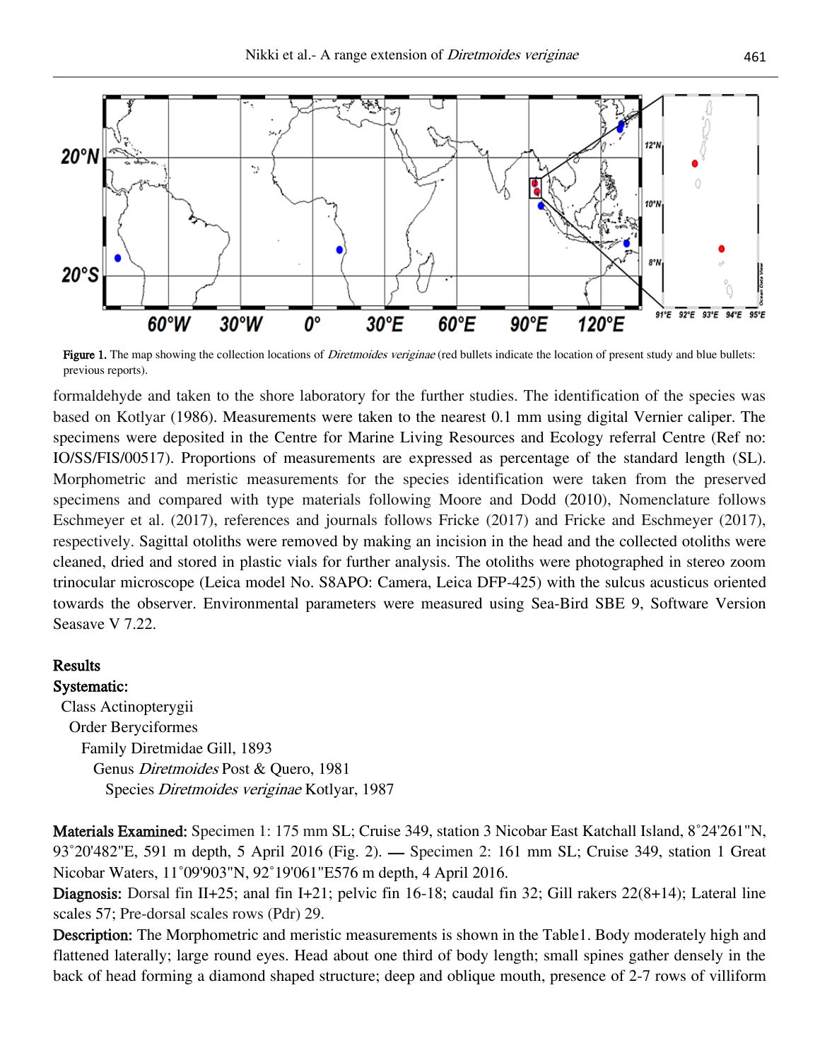Figure 1. The map showing the collection locations of *Diretmoides veriginae* (red bullets indicate the location of present study and blue bullets: previous reports).

formaldehyde and taken to the shore laboratory for the further studies. The identification of the species was based on Kotlyar (1986). Measurements were taken to the nearest 0.1 mm using digital Vernier caliper. The specimens were deposited in the Centre for Marine Living Resources and Ecology referral Centre (Ref no: IO/SS/FIS/00517). Proportions of measurements are expressed as percentage of the standard length (SL). Morphometric and meristic measurements for the species identification were taken from the preserved specimens and compared with type materials following Moore and Dodd (2010), Nomenclature follows Eschmeyer et al. (2017), references and journals follows Fricke (2017) and Fricke and Eschmeyer (2017), respectively. Sagittal otoliths were removed by making an incision in the head and the collected otoliths were cleaned, dried and stored in plastic vials for further analysis. The otoliths were photographed in stereo zoom trinocular microscope (Leica model No. S8APO: Camera, Leica DFP-425) with the sulcus acusticus oriented towards the observer. Environmental parameters were measured using Sea-Bird SBE 9, Software Version Seasave V 7.22.

## Results

**Systematic:**

Class Actinopterygii
  Order Beryciformes
    Family Diretmidae Gill, 1893
      Genus *Diretmoides* Post & Quero, 1981
        Species *Diretmoides veriginae* Kotlyar, 1987

**Materials Examined:** Specimen 1: 175 mm SL; Cruise 349, station 3 Nicobar East Katchall Island, 8˚24'261"N, 93˚20'482"E, 591 m depth, 5 April 2016 (Fig. 2). — Specimen 2: 161 mm SL; Cruise 349, station 1 Great Nicobar Waters, 11˚09'903"N, 92˚19'061"E576 m depth, 4 April 2016.

**Diagnosis:** Dorsal fin II+25; anal fin I+21; pelvic fin 16-18; caudal fin 32; Gill rakers 22(8+14); Lateral line scales 57; Pre-dorsal scales rows (Pdr) 29.

**Description:** The Morphometric and meristic measurements is shown in the Table1. Body moderately high and flattened laterally; large round eyes. Head about one third of body length; small spines gather densely in the back of head forming a diamond shaped structure; deep and oblique mouth, presence of 2-7 rows of villiform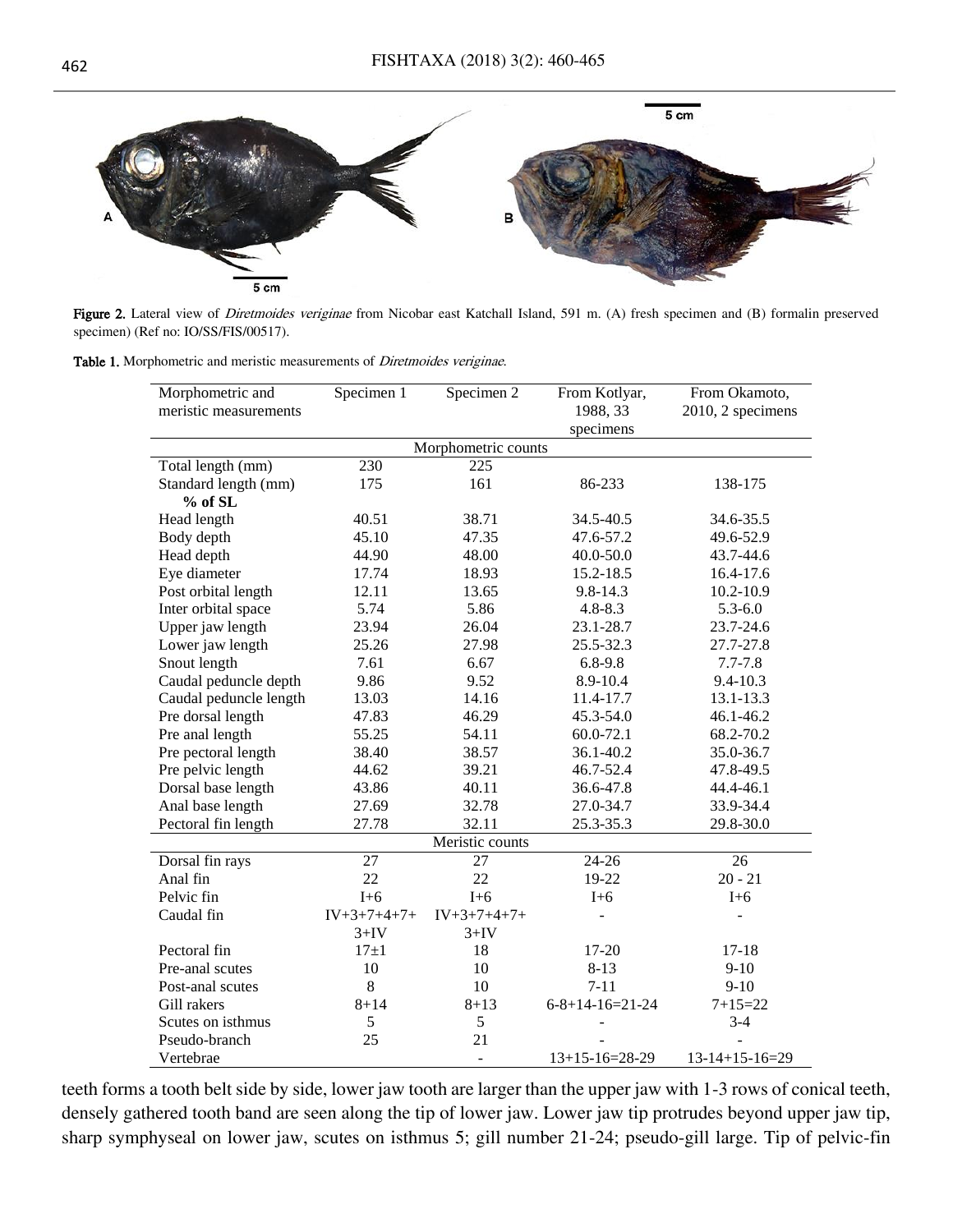Figure 2. Lateral view of *Diretmoides veriginae* from Nicobar east Katchall Island, 591 m. (A) fresh specimen and (B) formalin preserved specimen) (Ref no: IO/SS/FIS/00517).

Table 1. Morphometric and meristic measurements of *Diretmoides veriginae*.

| Morphometric and meristic measurements | Specimen 1 | Specimen 2 | From Kotlyar, 1988, 33 specimens | From Okamoto, 2010, 2 specimens |
|---|---|---|---|---|
| **Morphometric counts** | | | | |
| Total length (mm) | 230 | 225 | | |
| Standard length (mm) | 175 | 161 | 86-233 | 138-175 |
| **% of SL** | | | | |
| Head length | 40.51 | 38.71 | 34.5-40.5 | 34.6-35.5 |
| Body depth | 45.10 | 47.35 | 47.6-57.2 | 49.6-52.9 |
| Head depth | 44.90 | 48.00 | 40.0-50.0 | 43.7-44.6 |
| Eye diameter | 17.74 | 18.93 | 15.2-18.5 | 16.4-17.6 |
| Post orbital length | 12.11 | 13.65 | 9.8-14.3 | 10.2-10.9 |
| Inter orbital space | 5.74 | 5.86 | 4.8-8.3 | 5.3-6.0 |
| Upper jaw length | 23.94 | 26.04 | 23.1-28.7 | 23.7-24.6 |
| Lower jaw length | 25.26 | 27.98 | 25.5-32.3 | 27.7-27.8 |
| Snout length | 7.61 | 6.67 | 6.8-9.8 | 7.7-7.8 |
| Caudal peduncle depth | 9.86 | 9.52 | 8.9-10.4 | 9.4-10.3 |
| Caudal peduncle length | 13.03 | 14.16 | 11.4-17.7 | 13.1-13.3 |
| Pre dorsal length | 47.83 | 46.29 | 45.3-54.0 | 46.1-46.2 |
| Pre anal length | 55.25 | 54.11 | 60.0-72.1 | 68.2-70.2 |
| Pre pectoral length | 38.40 | 38.57 | 36.1-40.2 | 35.0-36.7 |
| Pre pelvic length | 44.62 | 39.21 | 46.7-52.4 | 47.8-49.5 |
| Dorsal base length | 43.86 | 40.11 | 36.6-47.8 | 44.4-46.1 |
| Anal base length | 27.69 | 32.78 | 27.0-34.7 | 33.9-34.4 |
| Pectoral fin length | 27.78 | 32.11 | 25.3-35.3 | 29.8-30.0 |
| **Meristic counts** | | | | |
| Dorsal fin rays | 27 | 27 | 24-26 | 26 |
| Anal fin | 22 | 22 | 19-22 | 20 - 21 |
| Pelvic fin | I+6 | I+6 | I+6 | I+6 |
| Caudal fin | IV+3+7+4+7+3+IV | IV+3+7+4+7+3+IV | - | - |
| Pectoral fin | 17±1 | 18 | 17-20 | 17-18 |
| Pre-anal scutes | 10 | 10 | 8-13 | 9-10 |
| Post-anal scutes | 8 | 10 | 7-11 | 9-10 |
| Gill rakers | 8+14 | 8+13 | 6-8+14-16=21-24 | 7+15=22 |
| Scutes on isthmus | 5 | 5 | - | 3-4 |
| Pseudo-branch | 25 | 21 | - | - |
| Vertebrae | | - | 13+15-16=28-29 | 13-14+15-16=29 |

teeth forms a tooth belt side by side, lower jaw tooth are larger than the upper jaw with 1-3 rows of conical teeth, densely gathered tooth band are seen along the tip of lower jaw. Lower jaw tip protrudes beyond upper jaw tip, sharp symphyseal on lower jaw, scutes on isthmus 5; gill number 21-24; pseudo-gill large. Tip of pelvic-fin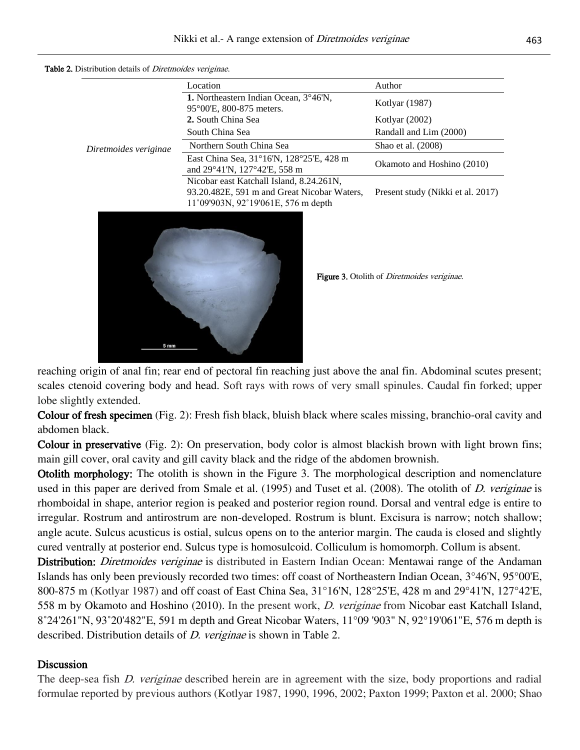**Table 2.** Distribution details of *Diretmoides veriginae*.

| | Location | Author |
|---|---|---|
| *Diretmoides veriginae* | **1.** Northeastern Indian Ocean, 3°46'N, 95°00'E, 800-875 meters. | Kotlyar (1987) |
| | **2.** South China Sea | Kotlyar (2002) |
| | South China Sea | Randall and Lim (2000) |
| | Northern South China Sea | Shao et al. (2008) |
| | East China Sea, 31°16'N, 128°25'E, 428 m and 29°41'N, 127°42'E, 558 m | Okamoto and Hoshino (2010) |
| | Nicobar east Katchall Island, 8.24.261N, 93.20.482E, 591 m and Great Nicobar Waters, 11˚09'903N, 92˚19'061E, 576 m depth | Present study (Nikki et al. 2017) |

**Figure 3.** Otolith of *Diretmoides veriginae*.

reaching origin of anal fin; rear end of pectoral fin reaching just above the anal fin. Abdominal scutes present; scales ctenoid covering body and head. Soft rays with rows of very small spinules. Caudal fin forked; upper lobe slightly extended.

**Colour of fresh specimen** (Fig. 2): Fresh fish black, bluish black where scales missing, branchio-oral cavity and abdomen black.

**Colour in preservative** (Fig. 2): On preservation, body color is almost blackish brown with light brown fins; main gill cover, oral cavity and gill cavity black and the ridge of the abdomen brownish.

**Otolith morphology:** The otolith is shown in the Figure 3. The morphological description and nomenclature used in this paper are derived from Smale et al. (1995) and Tuset et al. (2008). The otolith of *D. veriginae* is rhomboidal in shape, anterior region is peaked and posterior region round. Dorsal and ventral edge is entire to irregular. Rostrum and antirostrum are non-developed. Rostrum is blunt. Excisura is narrow; notch shallow; angle acute. Sulcus acusticus is ostial, sulcus opens on to the anterior margin. The cauda is closed and slightly cured ventrally at posterior end. Sulcus type is homosulcoid. Colliculum is homomorph. Collum is absent.

**Distribution:** *Diretmoides veriginae* is distributed in Eastern Indian Ocean: Mentawai range of the Andaman Islands has only been previously recorded two times: off coast of Northeastern Indian Ocean, 3°46'N, 95°00'E, 800-875 m (Kotlyar 1987) and off coast of East China Sea, 31°16'N, 128°25'E, 428 m and 29°41'N, 127°42'E, 558 m by Okamoto and Hoshino (2010). In the present work, *D. veriginae* from Nicobar east Katchall Island, 8˚24'261"N, 93˚20'482"E, 591 m depth and Great Nicobar Waters, 11°09 '903" N, 92°19'061"E, 576 m depth is described. Distribution details of *D. veriginae* is shown in Table 2.

## Discussion

The deep-sea fish *D. veriginae* described herein are in agreement with the size, body proportions and radial formulae reported by previous authors (Kotlyar 1987, 1990, 1996, 2002; Paxton 1999; Paxton et al. 2000; Shao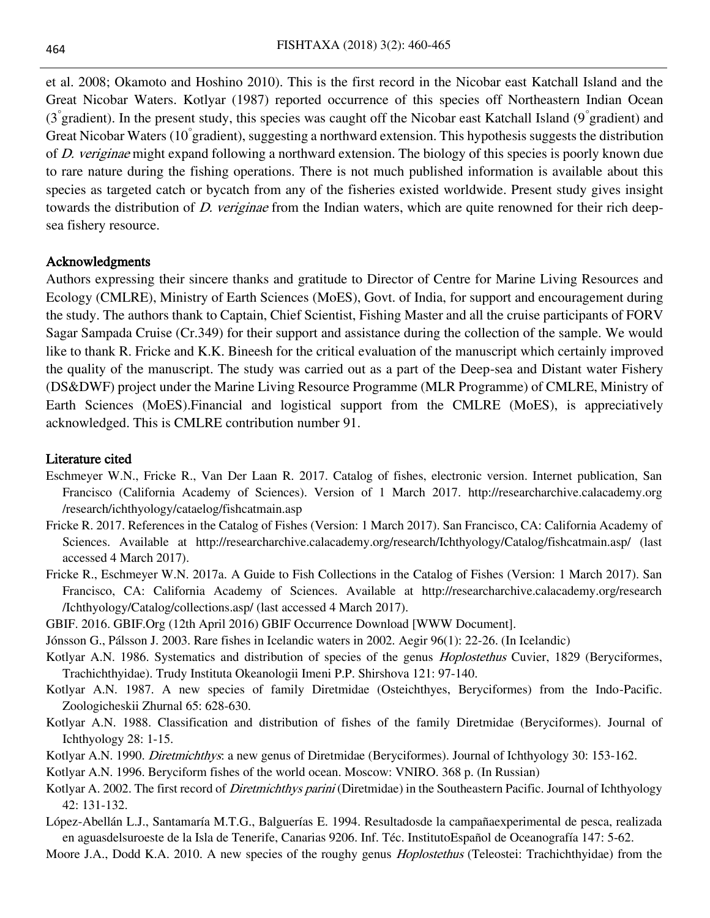et al. 2008; Okamoto and Hoshino 2010). This is the first record in the Nicobar east Katchall Island and the Great Nicobar Waters. Kotlyar (1987) reported occurrence of this species off Northeastern Indian Ocean ($3^{\circ}$gradient). In the present study, this species was caught off the Nicobar east Katchall Island ($9^{\circ}$gradient) and Great Nicobar Waters ($10^{\circ}$gradient), suggesting a northward extension. This hypothesis suggests the distribution of *D. veriginae* might expand following a northward extension. The biology of this species is poorly known due to rare nature during the fishing operations. There is not much published information is available about this species as targeted catch or bycatch from any of the fisheries existed worldwide. Present study gives insight towards the distribution of *D. veriginae* from the Indian waters, which are quite renowned for their rich deep-sea fishery resource.

## Acknowledgments

Authors expressing their sincere thanks and gratitude to Director of Centre for Marine Living Resources and Ecology (CMLRE), Ministry of Earth Sciences (MoES), Govt. of India, for support and encouragement during the study. The authors thank to Captain, Chief Scientist, Fishing Master and all the cruise participants of FORV Sagar Sampada Cruise (Cr.349) for their support and assistance during the collection of the sample. We would like to thank R. Fricke and K.K. Bineesh for the critical evaluation of the manuscript which certainly improved the quality of the manuscript. The study was carried out as a part of the Deep-sea and Distant water Fishery (DS&DWF) project under the Marine Living Resource Programme (MLR Programme) of CMLRE, Ministry of Earth Sciences (MoES).Financial and logistical support from the CMLRE (MoES), is appreciatively acknowledged. This is CMLRE contribution number 91.

## Literature cited

Eschmeyer W.N., Fricke R., Van Der Laan R. 2017. Catalog of fishes, electronic version. Internet publication, San Francisco (California Academy of Sciences). Version of 1 March 2017. http://researcharchive.calacademy.org /research/ichthyology/cataelog/fishcatmain.asp

Fricke R. 2017. References in the Catalog of Fishes (Version: 1 March 2017). San Francisco, CA: California Academy of Sciences. Available at http://researcharchive.calacademy.org/research/Ichthyology/Catalog/fishcatmain.asp/ (last accessed 4 March 2017).

Fricke R., Eschmeyer W.N. 2017a. A Guide to Fish Collections in the Catalog of Fishes (Version: 1 March 2017). San Francisco, CA: California Academy of Sciences. Available at http://researcharchive.calacademy.org/research /Ichthyology/Catalog/collections.asp/ (last accessed 4 March 2017).

GBIF. 2016. GBIF.Org (12th April 2016) GBIF Occurrence Download [WWW Document].

Jónsson G., Pálsson J. 2003. Rare fishes in Icelandic waters in 2002. Aegir 96(1): 22-26. (In Icelandic)

Kotlyar A.N. 1986. Systematics and distribution of species of the genus *Hoplostethus* Cuvier, 1829 (Beryciformes, Trachichthyidae). Trudy Instituta Okeanologii Imeni P.P. Shirshova 121: 97-140.

Kotlyar A.N. 1987. A new species of family Diretmidae (Osteichthyes, Beryciformes) from the Indo-Pacific. Zoologicheskii Zhurnal 65: 628-630.

Kotlyar A.N. 1988. Classification and distribution of fishes of the family Diretmidae (Beryciformes). Journal of Ichthyology 28: 1-15.

Kotlyar A.N. 1990. *Diretmichthys*: a new genus of Diretmidae (Beryciformes). Journal of Ichthyology 30: 153-162.

Kotlyar A.N. 1996. Beryciform fishes of the world ocean. Moscow: VNIRO. 368 p. (In Russian)

Kotlyar A. 2002. The first record of *Diretmichthys parini* (Diretmidae) in the Southeastern Pacific. Journal of Ichthyology 42: 131-132.

López-Abellán L.J., Santamaría M.T.G., Balguerías E. 1994. Resultadosde la campañaexperimental de pesca, realizada en aguasdelsuroeste de la Isla de Tenerife, Canarias 9206. Inf. Téc. InstitutoEspañol de Oceanografía 147: 5-62.

Moore J.A., Dodd K.A. 2010. A new species of the roughy genus *Hoplostethus* (Teleostei: Trachichthyidae) from the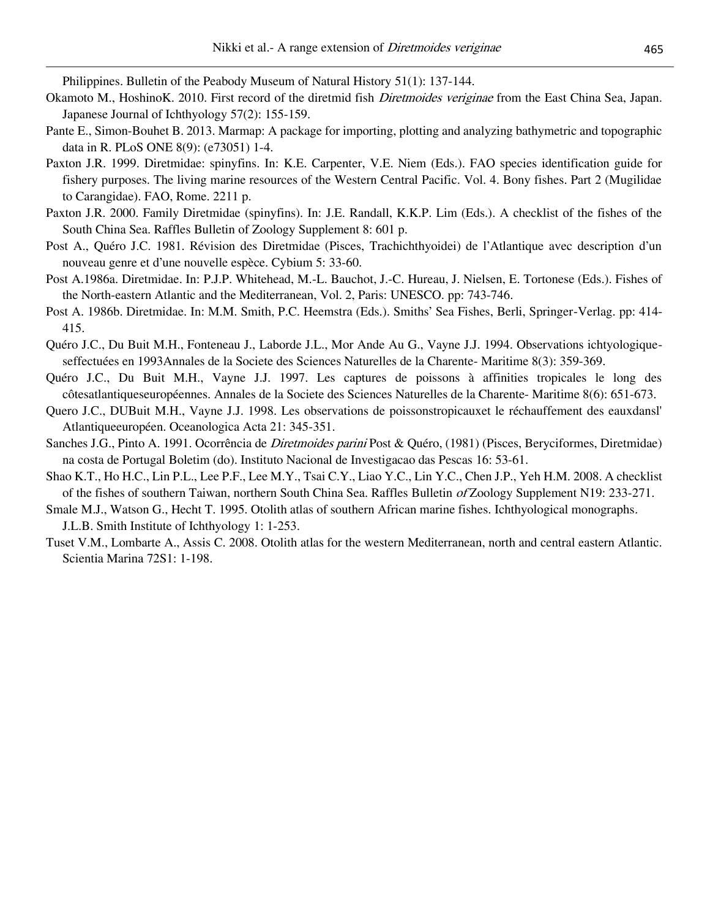Philippines. Bulletin of the Peabody Museum of Natural History 51(1): 137-144.

Okamoto M., HoshinoK. 2010. First record of the diretmid fish *Diretmoides veriginae* from the East China Sea, Japan. Japanese Journal of Ichthyology 57(2): 155-159.

Pante E., Simon-Bouhet B. 2013. Marmap: A package for importing, plotting and analyzing bathymetric and topographic data in R. PLoS ONE 8(9): (e73051) 1-4.

Paxton J.R. 1999. Diretmidae: spinyfins. In: K.E. Carpenter, V.E. Niem (Eds.). FAO species identification guide for fishery purposes. The living marine resources of the Western Central Pacific. Vol. 4. Bony fishes. Part 2 (Mugilidae to Carangidae). FAO, Rome. 2211 p.

Paxton J.R. 2000. Family Diretmidae (spinyfins). In: J.E. Randall, K.K.P. Lim (Eds.). A checklist of the fishes of the South China Sea. Raffles Bulletin of Zoology Supplement 8: 601 p.

Post A., Quéro J.C. 1981. Révision des Diretmidae (Pisces, Trachichthyoidei) de l'Atlantique avec description d'un nouveau genre et d'une nouvelle espèce. Cybium 5: 33-60.

Post A.1986a. Diretmidae. In: P.J.P. Whitehead, M.-L. Bauchot, J.-C. Hureau, J. Nielsen, E. Tortonese (Eds.). Fishes of the North-eastern Atlantic and the Mediterranean, Vol. 2, Paris: UNESCO. pp: 743-746.

Post A. 1986b. Diretmidae. In: M.M. Smith, P.C. Heemstra (Eds.). Smiths' Sea Fishes, Berli, Springer-Verlag. pp: 414-415.

Quéro J.C., Du Buit M.H., Fonteneau J., Laborde J.L., Mor Ande Au G., Vayne J.J. 1994. Observations ichtyologique-seffectuées en 1993Annales de la Societe des Sciences Naturelles de la Charente- Maritime 8(3): 359-369.

Quéro J.C., Du Buit M.H., Vayne J.J. 1997. Les captures de poissons à affinities tropicales le long des côtesatlantiqueseuropéennes. Annales de la Societe des Sciences Naturelles de la Charente- Maritime 8(6): 651-673.

Quero J.C., DUBuit M.H., Vayne J.J. 1998. Les observations de poissonstropicauxet le réchauffement des eauxdansl' Atlantiqueeuropéen. Oceanologica Acta 21: 345-351.

Sanches J.G., Pinto A. 1991. Ocorrência de *Diretmoides parini* Post & Quéro, (1981) (Pisces, Beryciformes, Diretmidae) na costa de Portugal Boletim (do). Instituto Nacional de Investigacao das Pescas 16: 53-61.

Shao K.T., Ho H.C., Lin P.L., Lee P.F., Lee M.Y., Tsai C.Y., Liao Y.C., Lin Y.C., Chen J.P., Yeh H.M. 2008. A checklist of the fishes of southern Taiwan, northern South China Sea. Raffles Bulletin *of* Zoology Supplement N19: 233-271.

Smale M.J., Watson G., Hecht T. 1995. Otolith atlas of southern African marine fishes. Ichthyological monographs. J.L.B. Smith Institute of Ichthyology 1: 1-253.

Tuset V.M., Lombarte A., Assis C. 2008. Otolith atlas for the western Mediterranean, north and central eastern Atlantic. Scientia Marina 72S1: 1-198.